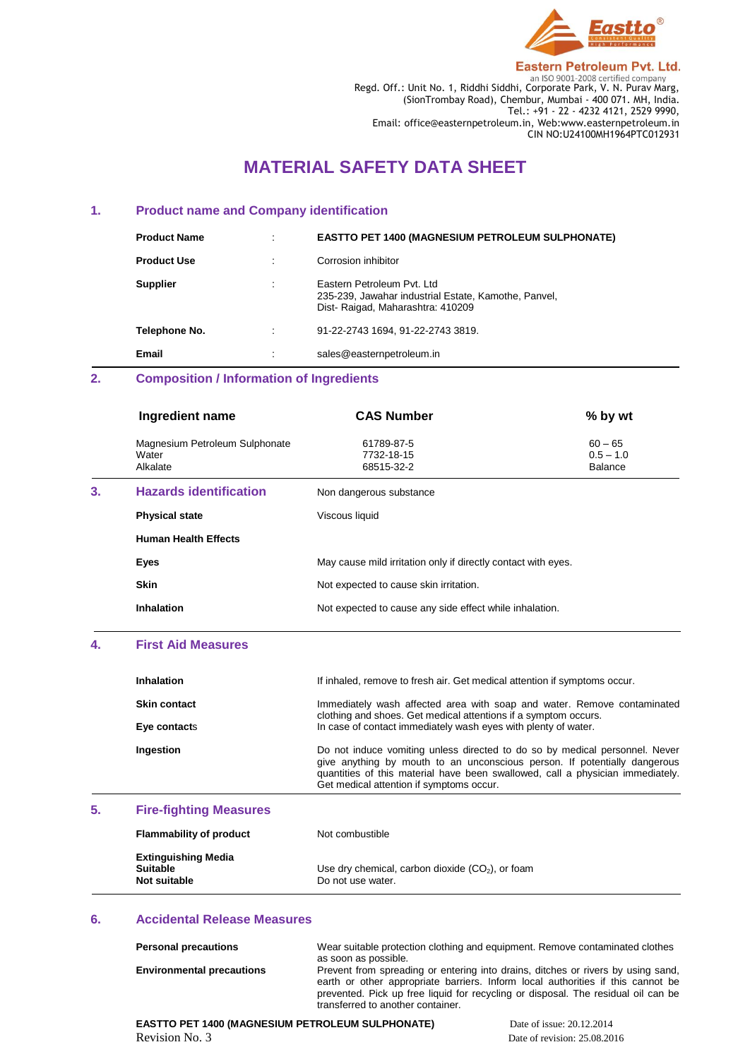**Eastern Petroleum Pvt. Ltd.**
an ISO 9001-2008 certified company
Regd. Off.: Unit No. 1, Riddhi Siddhi, Corporate Park, V. N. Purav Marg, (SionTrombay Road), Chembur, Mumbai - 400 071. MH, India.
Tel.: +91 - 22 - 4232 4121, 2529 9990,
Email: office@easternpetroleum.in, Web:www.easternpetroleum.in
CIN NO:U24100MH1964PTC012931

# MATERIAL SAFETY DATA SHEET

## 1. Product name and Company identification

| | | |
|---|---|---|
| **Product Name** | : | **EASTTO PET 1400 (MAGNESIUM PETROLEUM SULPHONATE)** |
| **Product Use** | : | Corrosion inhibitor |
| **Supplier** | : | Eastern Petroleum Pvt. Ltd<br>235-239, Jawahar industrial Estate, Kamothe, Panvel, Dist- Raigad, Maharashtra: 410209 |
| **Telephone No.** | : | 91-22-2743 1694, 91-22-2743 3819. |
| **Email** | : | sales@easternpetroleum.in |

## 2. Composition / Information of Ingredients

| Ingredient name | CAS Number | % by wt |
|---|---|---|
| Magnesium Petroleum Sulphonate | 61789-87-5 | 60 – 65 |
| Water | 7732-18-15 | 0.5 – 1.0 |
| Alkalate | 68515-32-2 | Balance |

## 3. Hazards identification

Non dangerous substance

**Physical state**: Viscous liquid

**Human Health Effects**

**Eyes**: May cause mild irritation only if directly contact with eyes.

**Skin**: Not expected to cause skin irritation.

**Inhalation**: Not expected to cause any side effect while inhalation.

## 4. First Aid Measures

**Inhalation**: If inhaled, remove to fresh air. Get medical attention if symptoms occur.

**Skin contact**: Immediately wash affected area with soap and water. Remove contaminated clothing and shoes. Get medical attentions if a symptom occurs.

**Eye contacts**: In case of contact immediately wash eyes with plenty of water.

**Ingestion**: Do not induce vomiting unless directed to do so by medical personnel. Never give anything by mouth to an unconscious person. If potentially dangerous quantities of this material have been swallowed, call a physician immediately. Get medical attention if symptoms occur.

## 5. Fire-fighting Measures

**Flammability of product**: Not combustible

**Extinguishing Media**
**Suitable**: Use dry chemical, carbon dioxide ($CO_2$), or foam
**Not suitable**: Do not use water.

## 6. Accidental Release Measures

**Personal precautions**: Wear suitable protection clothing and equipment. Remove contaminated clothes as soon as possible.

**Environmental precautions**: Prevent from spreading or entering into drains, ditches or rivers by using sand, earth or other appropriate barriers. Inform local authorities if this cannot be prevented. Pick up free liquid for recycling or disposal. The residual oil can be transferred to another container.

**EASTTO PET 1400 (MAGNESIUM PETROLEUM SULPHONATE)**
Revision No. 3

Date of issue: 20.12.2014
Date of revision: 25.08.2016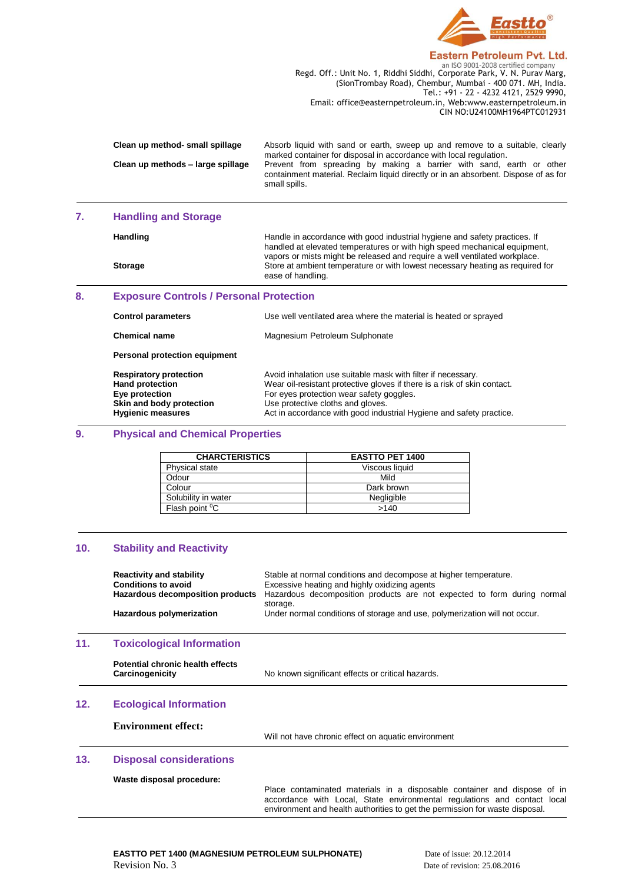| | |
|---|---|
| **Clean up method- small spillage** | Absorb liquid with sand or earth, sweep up and remove to a suitable, clearly marked container for disposal in accordance with local regulation. |
| **Clean up methods – large spillage** | Prevent from spreading by making a barrier with sand, earth or other containment material. Reclaim liquid directly or in an absorbent. Dispose of as for small spills. |

## 7. Handling and Storage

| | |
|---|---|
| **Handling** | Handle in accordance with good industrial hygiene and safety practices. If handled at elevated temperatures or with high speed mechanical equipment, vapors or mists might be released and require a well ventilated workplace. |
| **Storage** | Store at ambient temperature or with lowest necessary heating as required for ease of handling. |

## 8. Exposure Controls / Personal Protection

| | |
|---|---|
| **Control parameters** | Use well ventilated area where the material is heated or sprayed |
| **Chemical name** | Magnesium Petroleum Sulphonate |
| **Personal protection equipment** | |
| **Respiratory protection** | Avoid inhalation use suitable mask with filter if necessary. |
| **Hand protection** | Wear oil-resistant protective gloves if there is a risk of skin contact. |
| **Eye protection** | For eyes protection wear safety goggles. |
| **Skin and body protection** | Use protective cloths and gloves. |
| **Hygienic measures** | Act in accordance with good industrial Hygiene and safety practice. |

## 9. Physical and Chemical Properties

| CHARCTERISTICS | EASTTO PET 1400 |
|---|---|
| Physical state | Viscous liquid |
| Odour | Mild |
| Colour | Dark brown |
| Solubility in water | Negligible |
| Flash point $^0$C | >140 |

## 10. Stability and Reactivity

| | |
|---|---|
| **Reactivity and stability** | Stable at normal conditions and decompose at higher temperature. |
| **Conditions to avoid** | Excessive heating and highly oxidizing agents |
| **Hazardous decomposition products** | Hazardous decomposition products are not expected to form during normal storage. |
| **Hazardous polymerization** | Under normal conditions of storage and use, polymerization will not occur. |

## 11. Toxicological Information

| | |
|---|---|
| **Potential chronic health effects** | |
| **Carcinogenicity** | No known significant effects or critical hazards. |

## 12. Ecological Information

**Environment effect:**

Will not have chronic effect on aquatic environment

## 13. Disposal considerations

**Waste disposal procedure:**

Place contaminated materials in a disposable container and dispose of in accordance with Local, State environmental regulations and contact local environment and health authorities to get the permission for waste disposal.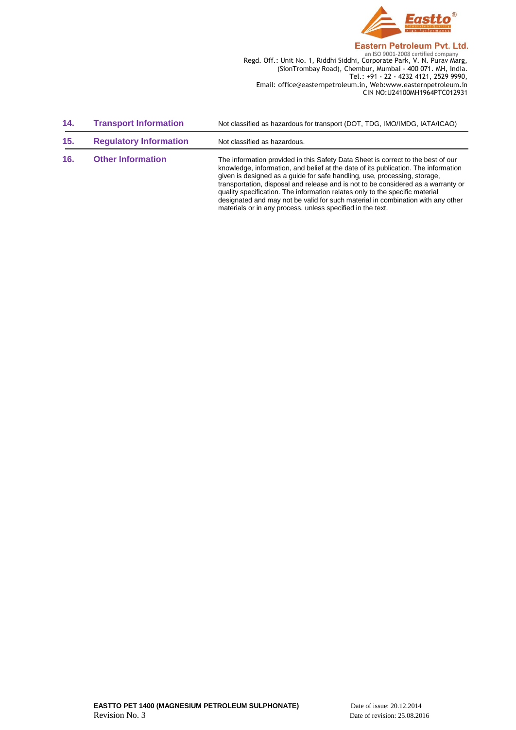## 14. Transport Information

Not classified as hazardous for transport (DOT, TDG, IMO/IMDG, IATA/ICAO)

## 15. Regulatory Information

Not classified as hazardous.

## 16. Other Information

The information provided in this Safety Data Sheet is correct to the best of our knowledge, information, and belief at the date of its publication. The information given is designed as a guide for safe handling, use, processing, storage, transportation, disposal and release and is not to be considered as a warranty or quality specification. The information relates only to the specific material designated and may not be valid for such material in combination with any other materials or in any process, unless specified in the text.